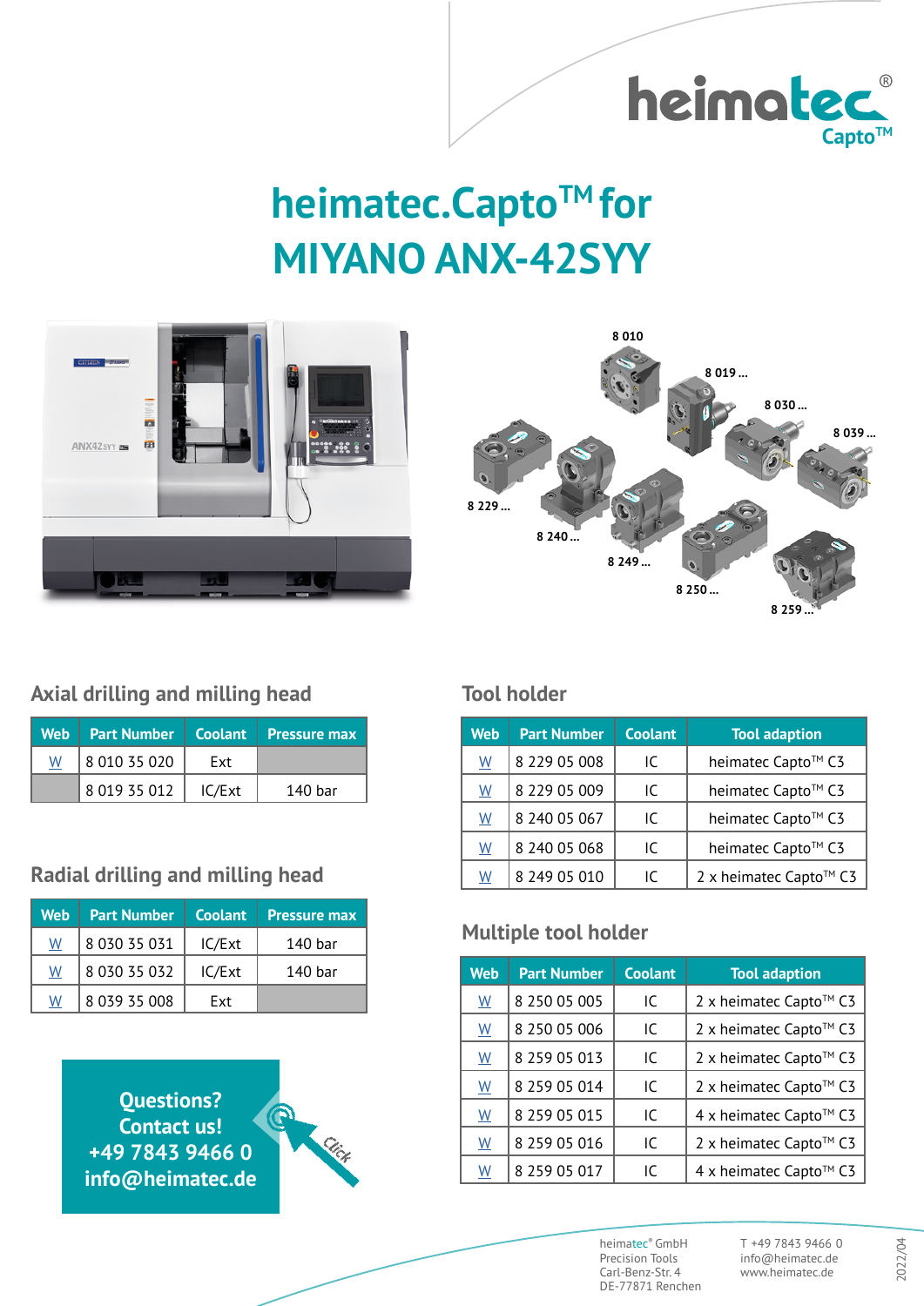# heimatec.Capto™ for MIYANO ANX-42SYY

8 010

8 019 ...

8 030 ...

8 039 ...

8 229 ...

8 240 ...

8 249 ...

8 250 ...

8 259 ...

## Axial drilling and milling head

| Web | Part Number | Coolant | Pressure max |
|---|---|---|---|
| W | 8 010 35 020 | Ext | |
| | 8 019 35 012 | IC/Ext | 140 bar |

## Radial drilling and milling head

| Web | Part Number | Coolant | Pressure max |
|---|---|---|---|
| W | 8 030 35 031 | IC/Ext | 140 bar |
| W | 8 030 35 032 | IC/Ext | 140 bar |
| W | 8 039 35 008 | Ext | |

## Tool holder

| Web | Part Number | Coolant | Tool adaption |
|---|---|---|---|
| W | 8 229 05 008 | IC | heimatec Capto™ C3 |
| W | 8 229 05 009 | IC | heimatec Capto™ C3 |
| W | 8 240 05 067 | IC | heimatec Capto™ C3 |
| W | 8 240 05 068 | IC | heimatec Capto™ C3 |
| W | 8 249 05 010 | IC | 2 x heimatec Capto™ C3 |

## Multiple tool holder

| Web | Part Number | Coolant | Tool adaption |
|---|---|---|---|
| W | 8 250 05 005 | IC | 2 x heimatec Capto™ C3 |
| W | 8 250 05 006 | IC | 2 x heimatec Capto™ C3 |
| W | 8 259 05 013 | IC | 2 x heimatec Capto™ C3 |
| W | 8 259 05 014 | IC | 2 x heimatec Capto™ C3 |
| W | 8 259 05 015 | IC | 4 x heimatec Capto™ C3 |
| W | 8 259 05 016 | IC | 2 x heimatec Capto™ C3 |
| W | 8 259 05 017 | IC | 4 x heimatec Capto™ C3 |

**Questions? Contact us!**
**+49 7843 9466 0**
**info@heimatec.de**

Click

heimatec® GmbH
Precision Tools
Carl-Benz-Str. 4
DE-77871 Renchen

T +49 7843 9466 0
info@heimatec.de
www.heimatec.de

2022/04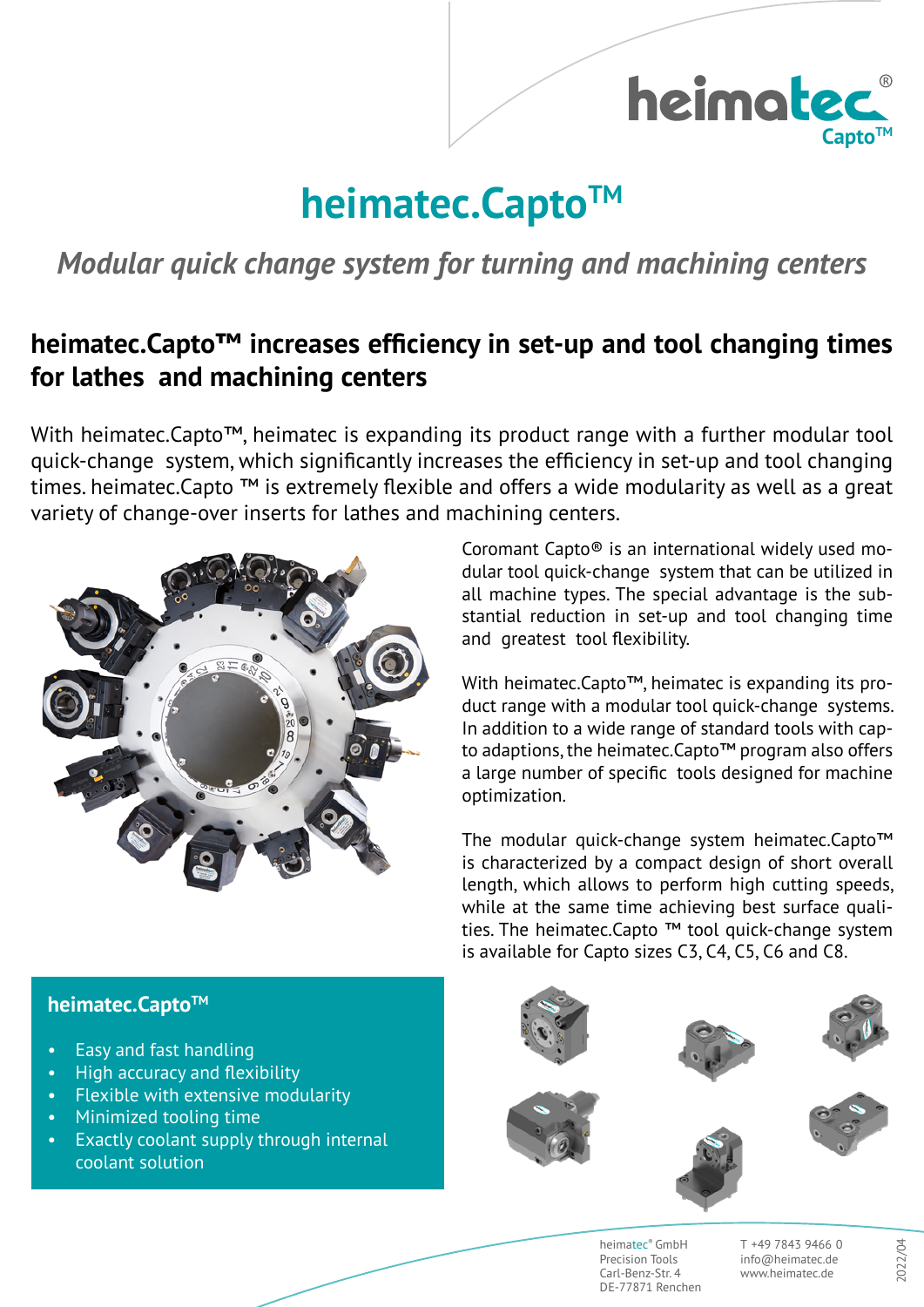# heimatec.Capto™

*Modular quick change system for turning and machining centers*

## heimatec.Capto™ increases efficiency in set-up and tool changing times for lathes and machining centers

With heimatec.Capto™, heimatec is expanding its product range with a further modular tool quick-change system, which significantly increases the efficiency in set-up and tool changing times. heimatec.Capto ™ is extremely flexible and offers a wide modularity as well as a great variety of change-over inserts for lathes and machining centers.

Coromant Capto® is an international widely used modular tool quick-change system that can be utilized in all machine types. The special advantage is the substantial reduction in set-up and tool changing time and greatest tool flexibility.

With heimatec.Capto™, heimatec is expanding its product range with a modular tool quick-change systems. In addition to a wide range of standard tools with capto adaptions, the heimatec.Capto™ program also offers a large number of specific tools designed for machine optimization.

The modular quick-change system heimatec.Capto™ is characterized by a compact design of short overall length, which allows to perform high cutting speeds, while at the same time achieving best surface qualities. The heimatec.Capto ™ tool quick-change system is available for Capto sizes C3, C4, C5, C6 and C8.

### heimatec.Capto™

- Easy and fast handling
- High accuracy and flexibility
- Flexible with extensive modularity
- Minimized tooling time
- Exactly coolant supply through internal coolant solution

heimatec® GmbH
Precision Tools
Carl-Benz-Str. 4
DE-77871 Renchen

T +49 7843 9466 0
info@heimatec.de
www.heimatec.de

2022/04